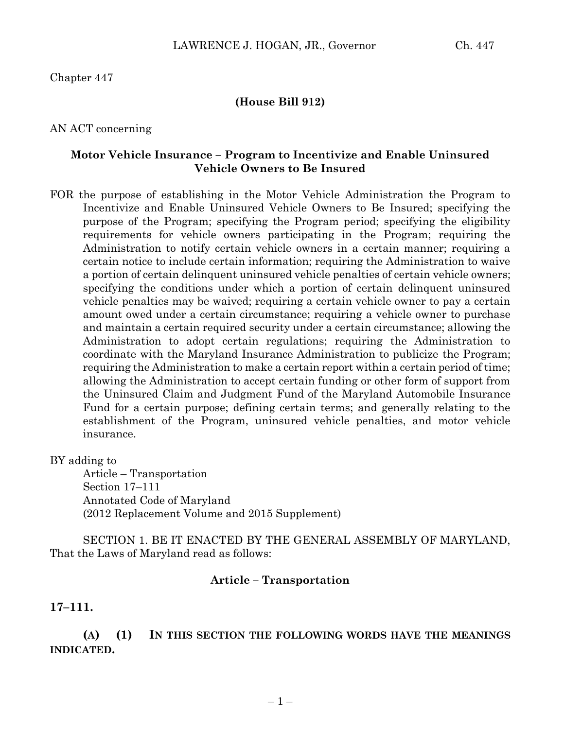Chapter 447

**(House Bill 912)**

AN ACT concerning

**Motor Vehicle Insurance – Program to Incentivize and Enable Uninsured Vehicle Owners to Be Insured**

FOR the purpose of establishing in the Motor Vehicle Administration the Program to Incentivize and Enable Uninsured Vehicle Owners to Be Insured; specifying the purpose of the Program; specifying the Program period; specifying the eligibility requirements for vehicle owners participating in the Program; requiring the Administration to notify certain vehicle owners in a certain manner; requiring a certain notice to include certain information; requiring the Administration to waive a portion of certain delinquent uninsured vehicle penalties of certain vehicle owners; specifying the conditions under which a portion of certain delinquent uninsured vehicle penalties may be waived; requiring a certain vehicle owner to pay a certain amount owed under a certain circumstance; requiring a vehicle owner to purchase and maintain a certain required security under a certain circumstance; allowing the Administration to adopt certain regulations; requiring the Administration to coordinate with the Maryland Insurance Administration to publicize the Program; requiring the Administration to make a certain report within a certain period of time; allowing the Administration to accept certain funding or other form of support from the Uninsured Claim and Judgment Fund of the Maryland Automobile Insurance Fund for a certain purpose; defining certain terms; and generally relating to the establishment of the Program, uninsured vehicle penalties, and motor vehicle insurance.

BY adding to
Article – Transportation
Section 17–111
Annotated Code of Maryland
(2012 Replacement Volume and 2015 Supplement)

SECTION 1. BE IT ENACTED BY THE GENERAL ASSEMBLY OF MARYLAND, That the Laws of Maryland read as follows:

**Article – Transportation**

**17–111.**

**(A) (1) IN THIS SECTION THE FOLLOWING WORDS HAVE THE MEANINGS INDICATED.**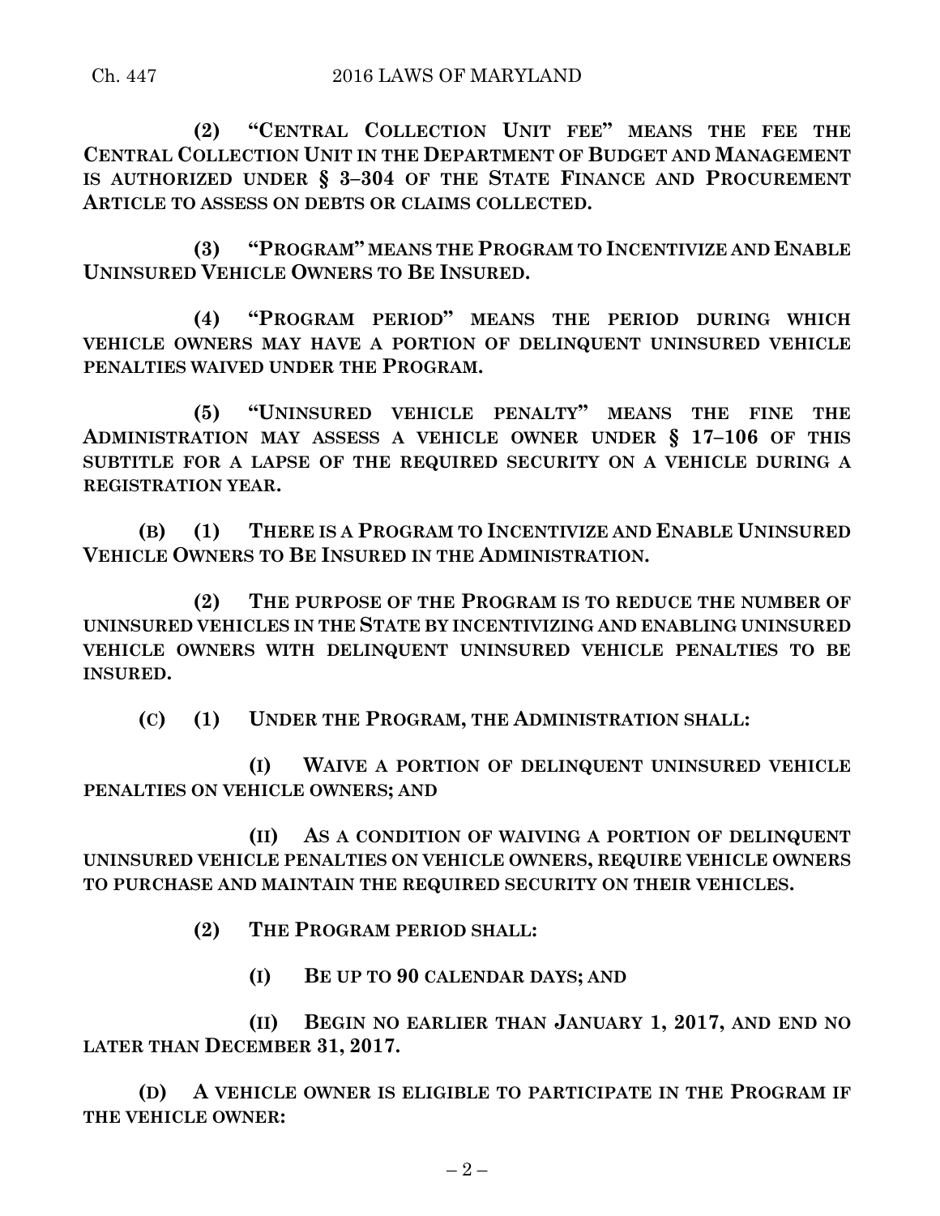**(2) "CENTRAL COLLECTION UNIT FEE" MEANS THE FEE THE CENTRAL COLLECTION UNIT IN THE DEPARTMENT OF BUDGET AND MANAGEMENT IS AUTHORIZED UNDER § 3–304 OF THE STATE FINANCE AND PROCUREMENT ARTICLE TO ASSESS ON DEBTS OR CLAIMS COLLECTED.**

**(3) "PROGRAM" MEANS THE PROGRAM TO INCENTIVIZE AND ENABLE UNINSURED VEHICLE OWNERS TO BE INSURED.**

**(4) "PROGRAM PERIOD" MEANS THE PERIOD DURING WHICH VEHICLE OWNERS MAY HAVE A PORTION OF DELINQUENT UNINSURED VEHICLE PENALTIES WAIVED UNDER THE PROGRAM.**

**(5) "UNINSURED VEHICLE PENALTY" MEANS THE FINE THE ADMINISTRATION MAY ASSESS A VEHICLE OWNER UNDER § 17–106 OF THIS SUBTITLE FOR A LAPSE OF THE REQUIRED SECURITY ON A VEHICLE DURING A REGISTRATION YEAR.**

**(B) (1) THERE IS A PROGRAM TO INCENTIVIZE AND ENABLE UNINSURED VEHICLE OWNERS TO BE INSURED IN THE ADMINISTRATION.**

**(2) THE PURPOSE OF THE PROGRAM IS TO REDUCE THE NUMBER OF UNINSURED VEHICLES IN THE STATE BY INCENTIVIZING AND ENABLING UNINSURED VEHICLE OWNERS WITH DELINQUENT UNINSURED VEHICLE PENALTIES TO BE INSURED.**

**(C) (1) UNDER THE PROGRAM, THE ADMINISTRATION SHALL:**

**(I) WAIVE A PORTION OF DELINQUENT UNINSURED VEHICLE PENALTIES ON VEHICLE OWNERS; AND**

**(II) AS A CONDITION OF WAIVING A PORTION OF DELINQUENT UNINSURED VEHICLE PENALTIES ON VEHICLE OWNERS, REQUIRE VEHICLE OWNERS TO PURCHASE AND MAINTAIN THE REQUIRED SECURITY ON THEIR VEHICLES.**

**(2) THE PROGRAM PERIOD SHALL:**

**(I) BE UP TO 90 CALENDAR DAYS; AND**

**(II) BEGIN NO EARLIER THAN JANUARY 1, 2017, AND END NO LATER THAN DECEMBER 31, 2017.**

**(D) A VEHICLE OWNER IS ELIGIBLE TO PARTICIPATE IN THE PROGRAM IF THE VEHICLE OWNER:**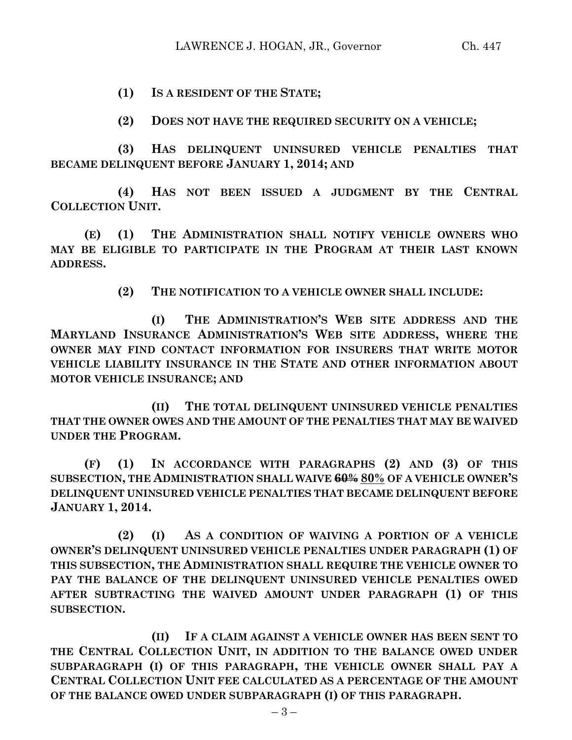**(1) IS A RESIDENT OF THE STATE;**

**(2) DOES NOT HAVE THE REQUIRED SECURITY ON A VEHICLE;**

**(3) HAS DELINQUENT UNINSURED VEHICLE PENALTIES THAT BECAME DELINQUENT BEFORE JANUARY 1, 2014; AND**

**(4) HAS NOT BEEN ISSUED A JUDGMENT BY THE CENTRAL COLLECTION UNIT.**

**(E) (1) THE ADMINISTRATION SHALL NOTIFY VEHICLE OWNERS WHO MAY BE ELIGIBLE TO PARTICIPATE IN THE PROGRAM AT THEIR LAST KNOWN ADDRESS.**

**(2) THE NOTIFICATION TO A VEHICLE OWNER SHALL INCLUDE:**

**(I) THE ADMINISTRATION'S WEB SITE ADDRESS AND THE MARYLAND INSURANCE ADMINISTRATION'S WEB SITE ADDRESS, WHERE THE OWNER MAY FIND CONTACT INFORMATION FOR INSURERS THAT WRITE MOTOR VEHICLE LIABILITY INSURANCE IN THE STATE AND OTHER INFORMATION ABOUT MOTOR VEHICLE INSURANCE; AND**

**(II) THE TOTAL DELINQUENT UNINSURED VEHICLE PENALTIES THAT THE OWNER OWES AND THE AMOUNT OF THE PENALTIES THAT MAY BE WAIVED UNDER THE PROGRAM.**

**(F) (1) IN ACCORDANCE WITH PARAGRAPHS (2) AND (3) OF THIS SUBSECTION, THE ADMINISTRATION SHALL WAIVE ~~60%~~ <u>80%</u> OF A VEHICLE OWNER'S DELINQUENT UNINSURED VEHICLE PENALTIES THAT BECAME DELINQUENT BEFORE JANUARY 1, 2014.**

**(2) (I) AS A CONDITION OF WAIVING A PORTION OF A VEHICLE OWNER'S DELINQUENT UNINSURED VEHICLE PENALTIES UNDER PARAGRAPH (1) OF THIS SUBSECTION, THE ADMINISTRATION SHALL REQUIRE THE VEHICLE OWNER TO PAY THE BALANCE OF THE DELINQUENT UNINSURED VEHICLE PENALTIES OWED AFTER SUBTRACTING THE WAIVED AMOUNT UNDER PARAGRAPH (1) OF THIS SUBSECTION.**

**(II) IF A CLAIM AGAINST A VEHICLE OWNER HAS BEEN SENT TO THE CENTRAL COLLECTION UNIT, IN ADDITION TO THE BALANCE OWED UNDER SUBPARAGRAPH (I) OF THIS PARAGRAPH, THE VEHICLE OWNER SHALL PAY A CENTRAL COLLECTION UNIT FEE CALCULATED AS A PERCENTAGE OF THE AMOUNT OF THE BALANCE OWED UNDER SUBPARAGRAPH (I) OF THIS PARAGRAPH.**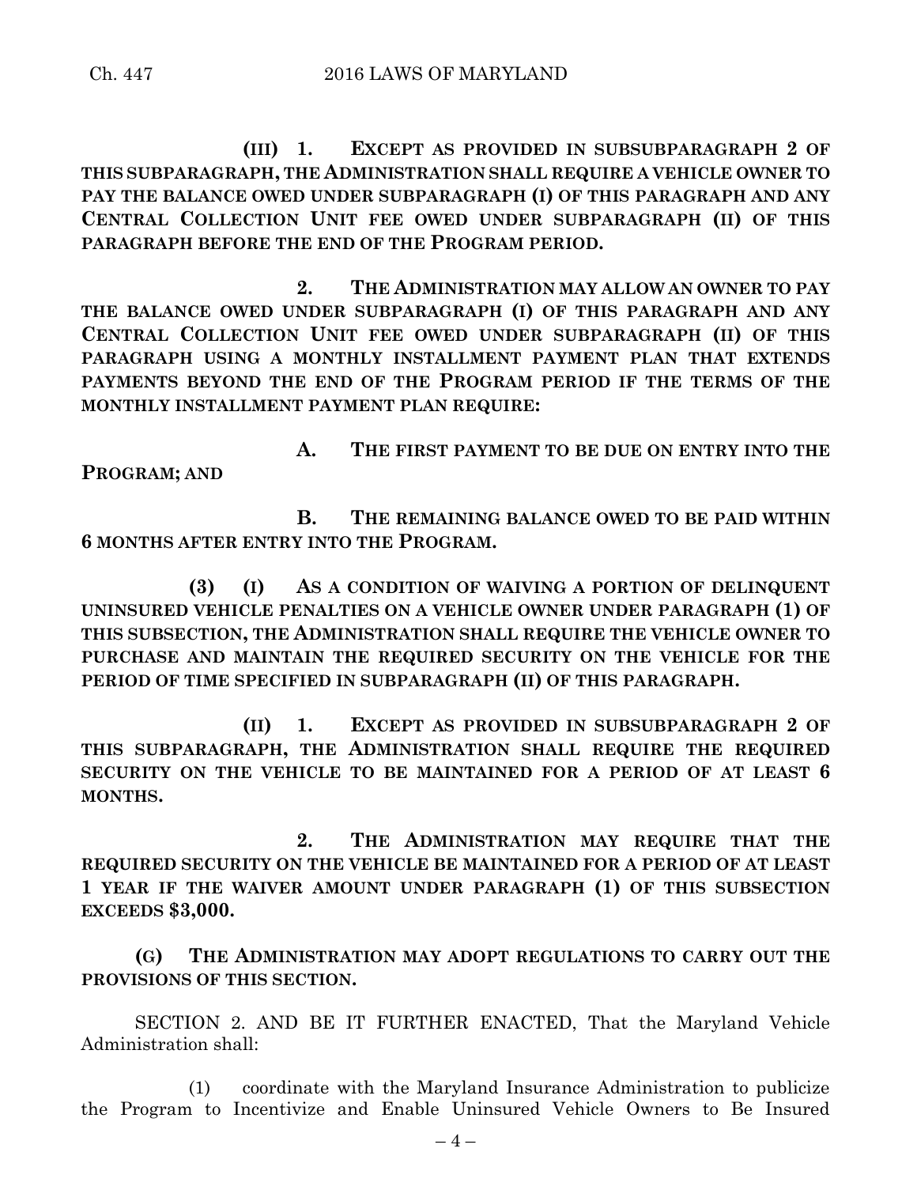**(III) 1. EXCEPT AS PROVIDED IN SUBSUBPARAGRAPH 2 OF THIS SUBPARAGRAPH, THE ADMINISTRATION SHALL REQUIRE A VEHICLE OWNER TO PAY THE BALANCE OWED UNDER SUBPARAGRAPH (I) OF THIS PARAGRAPH AND ANY CENTRAL COLLECTION UNIT FEE OWED UNDER SUBPARAGRAPH (II) OF THIS PARAGRAPH BEFORE THE END OF THE PROGRAM PERIOD.**

**2. THE ADMINISTRATION MAY ALLOW AN OWNER TO PAY THE BALANCE OWED UNDER SUBPARAGRAPH (I) OF THIS PARAGRAPH AND ANY CENTRAL COLLECTION UNIT FEE OWED UNDER SUBPARAGRAPH (II) OF THIS PARAGRAPH USING A MONTHLY INSTALLMENT PAYMENT PLAN THAT EXTENDS PAYMENTS BEYOND THE END OF THE PROGRAM PERIOD IF THE TERMS OF THE MONTHLY INSTALLMENT PAYMENT PLAN REQUIRE:**

**A. THE FIRST PAYMENT TO BE DUE ON ENTRY INTO THE PROGRAM; AND**

**B. THE REMAINING BALANCE OWED TO BE PAID WITHIN 6 MONTHS AFTER ENTRY INTO THE PROGRAM.**

**(3) (I) AS A CONDITION OF WAIVING A PORTION OF DELINQUENT UNINSURED VEHICLE PENALTIES ON A VEHICLE OWNER UNDER PARAGRAPH (1) OF THIS SUBSECTION, THE ADMINISTRATION SHALL REQUIRE THE VEHICLE OWNER TO PURCHASE AND MAINTAIN THE REQUIRED SECURITY ON THE VEHICLE FOR THE PERIOD OF TIME SPECIFIED IN SUBPARAGRAPH (II) OF THIS PARAGRAPH.**

**(II) 1. EXCEPT AS PROVIDED IN SUBSUBPARAGRAPH 2 OF THIS SUBPARAGRAPH, THE ADMINISTRATION SHALL REQUIRE THE REQUIRED SECURITY ON THE VEHICLE TO BE MAINTAINED FOR A PERIOD OF AT LEAST 6 MONTHS.**

**2. THE ADMINISTRATION MAY REQUIRE THAT THE REQUIRED SECURITY ON THE VEHICLE BE MAINTAINED FOR A PERIOD OF AT LEAST 1 YEAR IF THE WAIVER AMOUNT UNDER PARAGRAPH (1) OF THIS SUBSECTION EXCEEDS $3,000.**

**(G) THE ADMINISTRATION MAY ADOPT REGULATIONS TO CARRY OUT THE PROVISIONS OF THIS SECTION.**

SECTION 2. AND BE IT FURTHER ENACTED, That the Maryland Vehicle Administration shall:

(1) coordinate with the Maryland Insurance Administration to publicize the Program to Incentivize and Enable Uninsured Vehicle Owners to Be Insured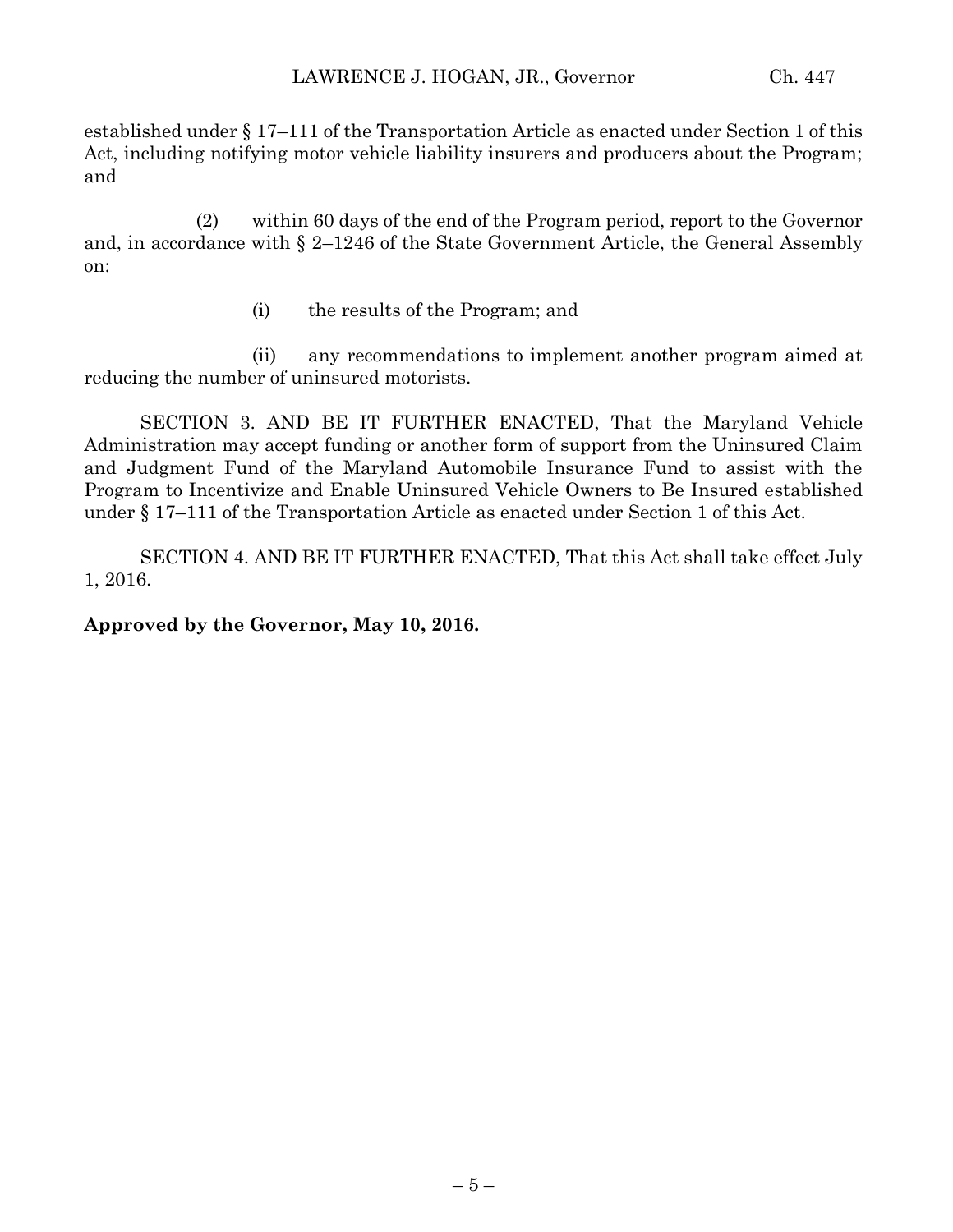established under § 17–111 of the Transportation Article as enacted under Section 1 of this Act, including notifying motor vehicle liability insurers and producers about the Program; and

(2) within 60 days of the end of the Program period, report to the Governor and, in accordance with § 2–1246 of the State Government Article, the General Assembly on:

(i) the results of the Program; and

(ii) any recommendations to implement another program aimed at reducing the number of uninsured motorists.

SECTION 3. AND BE IT FURTHER ENACTED, That the Maryland Vehicle Administration may accept funding or another form of support from the Uninsured Claim and Judgment Fund of the Maryland Automobile Insurance Fund to assist with the Program to Incentivize and Enable Uninsured Vehicle Owners to Be Insured established under § 17–111 of the Transportation Article as enacted under Section 1 of this Act.

SECTION 4. AND BE IT FURTHER ENACTED, That this Act shall take effect July 1, 2016.

**Approved by the Governor, May 10, 2016.**